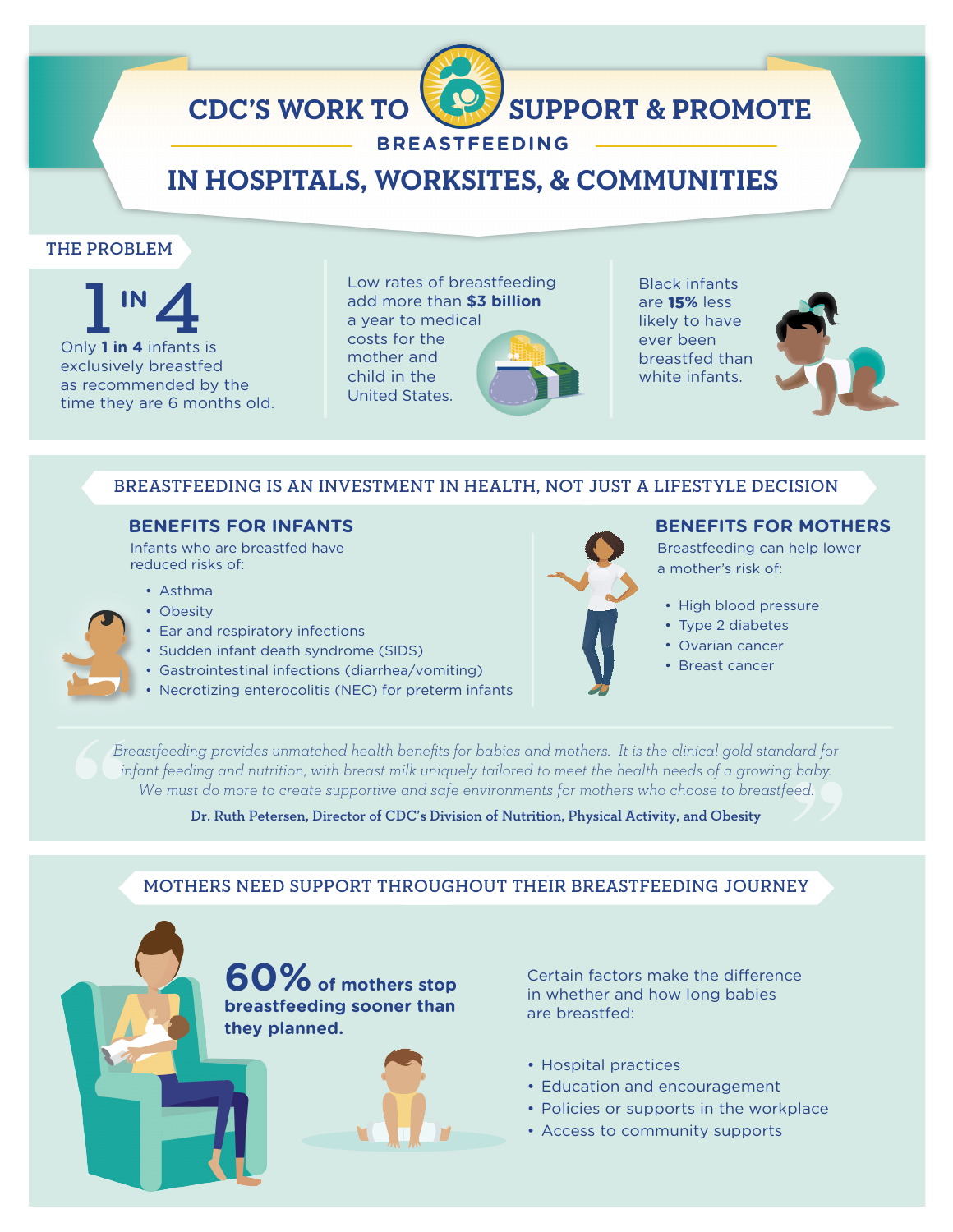# CDC'S WORK TO SUPPORT & PROMOTE BREASTFEEDING IN HOSPITALS, WORKSITES, & COMMUNITIES

## THE PROBLEM

**1 IN 4**

Only **1 in 4** infants is exclusively breastfed as recommended by the time they are 6 months old.

Low rates of breastfeeding add more than **$3 billion** a year to medical costs for the mother and child in the United States.

Black infants are **15%** less likely to have ever been breastfed than white infants.

## BREASTFEEDING IS AN INVESTMENT IN HEALTH, NOT JUST A LIFESTYLE DECISION

### BENEFITS FOR INFANTS

Infants who are breastfed have reduced risks of:

- Asthma
- Obesity
- Ear and respiratory infections
- Sudden infant death syndrome (SIDS)
- Gastrointestinal infections (diarrhea/vomiting)
- Necrotizing enterocolitis (NEC) for preterm infants

### BENEFITS FOR MOTHERS

Breastfeeding can help lower a mother's risk of:

- High blood pressure
- Type 2 diabetes
- Ovarian cancer
- Breast cancer

> *Breastfeeding provides unmatched health benefits for babies and mothers. It is the clinical gold standard for infant feeding and nutrition, with breast milk uniquely tailored to meet the health needs of a growing baby. We must do more to create supportive and safe environments for mothers who choose to breastfeed.*
>
> **Dr. Ruth Petersen, Director of CDC's Division of Nutrition, Physical Activity, and Obesity**

## MOTHERS NEED SUPPORT THROUGHOUT THEIR BREASTFEEDING JOURNEY

**60% of mothers stop breastfeeding sooner than they planned.**

Certain factors make the difference in whether and how long babies are breastfed:

- Hospital practices
- Education and encouragement
- Policies or supports in the workplace
- Access to community supports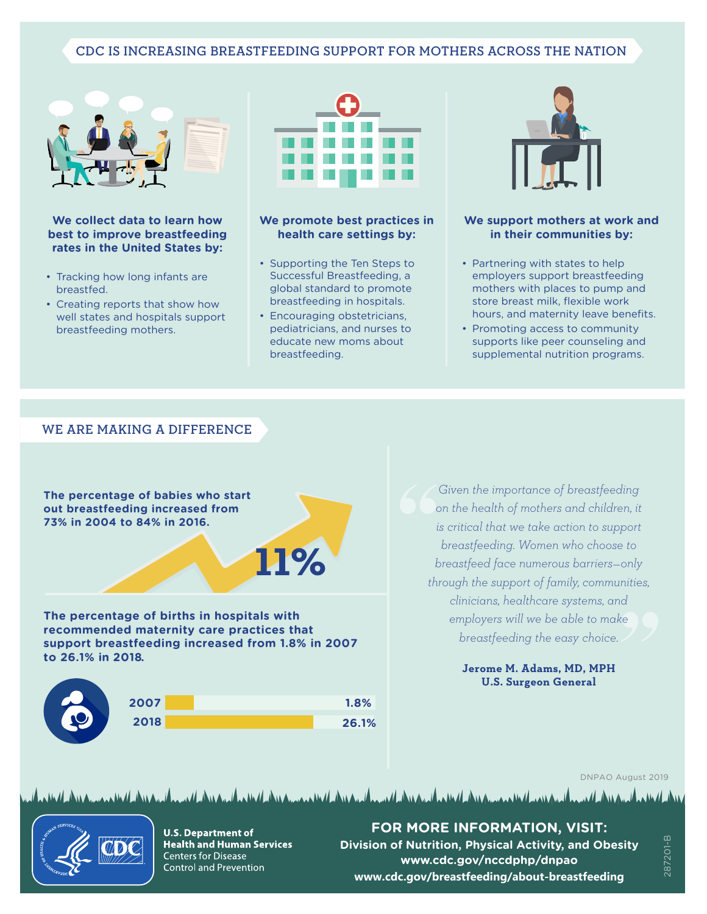## CDC IS INCREASING BREASTFEEDING SUPPORT FOR MOTHERS ACROSS THE NATION

### We collect data to learn how best to improve breastfeeding rates in the United States by:

- Tracking how long infants are breastfed.
- Creating reports that show how well states and hospitals support breastfeeding mothers.

### We promote best practices in health care settings by:

- Supporting the Ten Steps to Successful Breastfeeding, a global standard to promote breastfeeding in hospitals.
- Encouraging obstetricians, pediatricians, and nurses to educate new moms about breastfeeding.

### We support mothers at work and in their communities by:

- Partnering with states to help employers support breastfeeding mothers with places to pump and store breast milk, flexible work hours, and maternity leave benefits.
- Promoting access to community supports like peer counseling and supplemental nutrition programs.

## WE ARE MAKING A DIFFERENCE

**The percentage of babies who start out breastfeeding increased from 73% in 2004 to 84% in 2016.**

11%

**The percentage of births in hospitals with recommended maternity care practices that support breastfeeding increased from 1.8% in 2007 to 26.1% in 2018.**

2007 1.8%

2018 26.1%

> *Given the importance of breastfeeding on the health of mothers and children, it is critical that we take action to support breastfeeding. Women who choose to breastfeed face numerous barriers—only through the support of family, communities, clinicians, healthcare systems, and employers will we be able to make breastfeeding the easy choice.*
>
> **Jerome M. Adams, MD, MPH**
> **U.S. Surgeon General**

DNPAO August 2019

**U.S. Department of Health and Human Services**
Centers for Disease Control and Prevention

**FOR MORE INFORMATION, VISIT:**
**Division of Nutrition, Physical Activity, and Obesity**
**www.cdc.gov/nccdphp/dnpao**
**www.cdc.gov/breastfeeding/about-breastfeeding**

287201-B